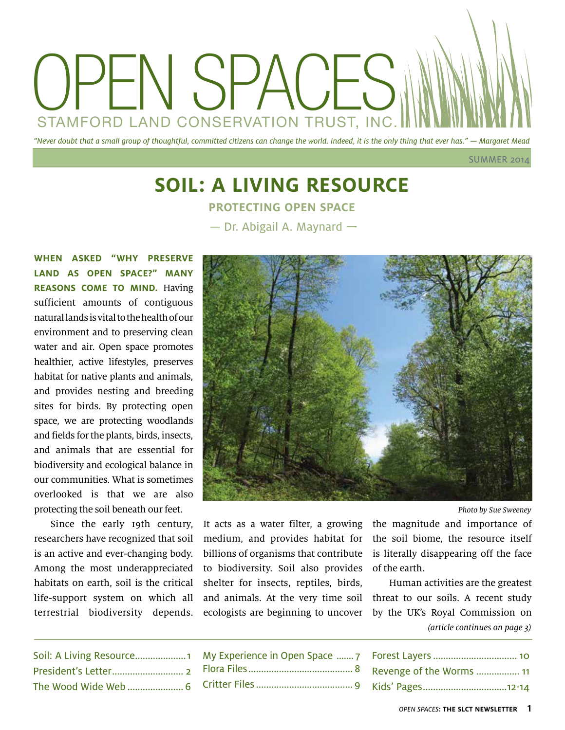# OPEN SPACES

STAMFORD LAND CONSERVATION TRUST, INC.

*"Never doubt that a small group of thoughtful, committed citizens can change the world. Indeed, it is the only thing that ever has." — Margaret Mead*

SUMMER 2014

## SOIL: A LIVING RESOURCE

### PROTECTING OPEN SPACE

— Dr. Abigail A. Maynard —

**WHEN ASKED "WHY PRESERVE LAND AS OPEN SPACE?" MANY REASONS COME TO MIND.** Having sufficient amounts of contiguous natural lands is vital to the health of our environment and to preserving clean water and air. Open space promotes healthier, active lifestyles, preserves habitat for native plants and animals, and provides nesting and breeding sites for birds. By protecting open space, we are protecting woodlands and fields for the plants, birds, insects, and animals that are essential for biodiversity and ecological balance in our communities. What is sometimes overlooked is that we are also protecting the soil beneath our feet.

*Photo by Sue Sweeney*

Since the early 19th century, researchers have recognized that soil is an active and ever-changing body. Among the most underappreciated habitats on earth, soil is the critical life-support system on which all terrestrial biodiversity depends. It acts as a water filter, a growing medium, and provides habitat for billions of organisms that contribute to biodiversity. Soil also provides shelter for insects, reptiles, birds, and animals. At the very time soil ecologists are beginning to uncover the magnitude and importance of the soil biome, the resource itself is literally disappearing off the face of the earth.

Human activities are the greatest threat to our soils. A recent study by the UK's Royal Commission on

*(article continues on page 3)*

- Soil: A Living Resource .................... 1
- President's Letter .................... 2
- The Wood Wide Web .................... 6
- My Experience in Open Space .................... 7
- Flora Files .................... 8
- Critter Files .................... 9
- Forest Layers .................... 10
- Revenge of the Worms .................... 11
- Kids' Pages .................... 12-14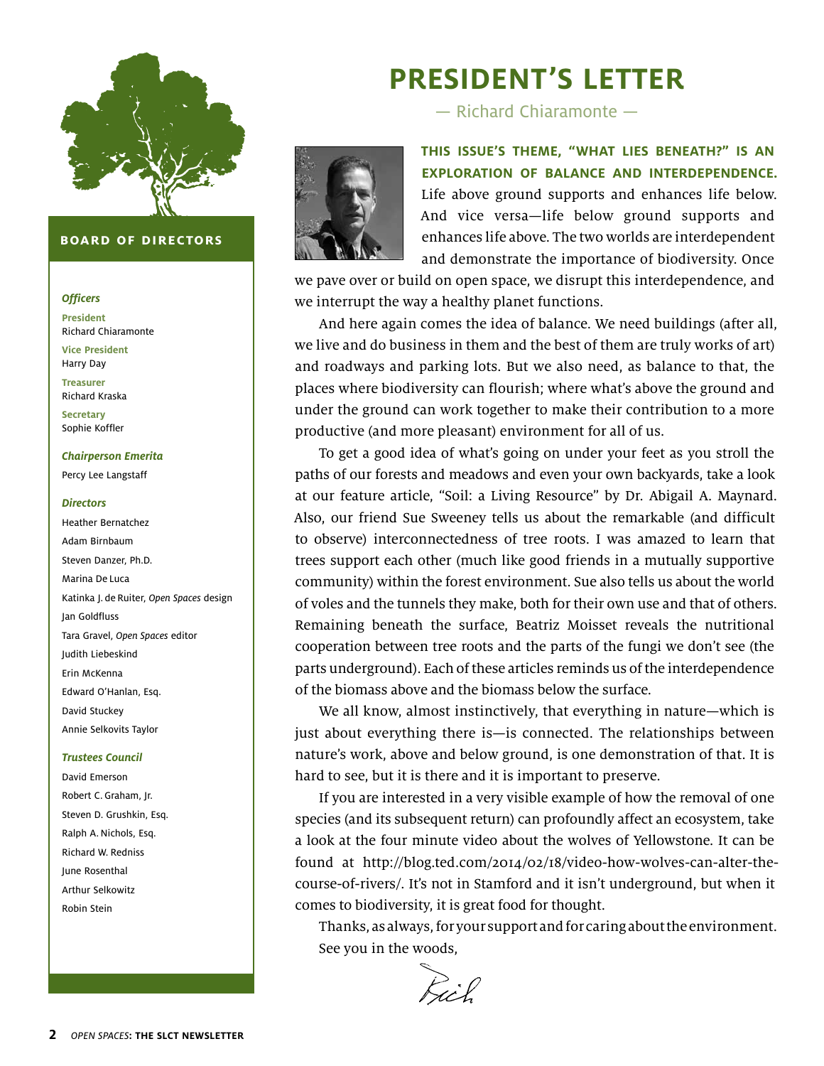## BOARD OF DIRECTORS

***Officers***

**President**
Richard Chiaramonte

**Vice President**
Harry Day

**Treasurer**
Richard Kraska

**Secretary**
Sophie Koffler

***Chairperson Emerita***

Percy Lee Langstaff

***Directors***

Heather Bernatchez
Adam Birnbaum
Steven Danzer, Ph.D.
Marina De Luca
Katinka J. de Ruiter, *Open Spaces* design
Jan Goldfluss
Tara Gravel, *Open Spaces* editor
Judith Liebeskind
Erin McKenna
Edward O'Hanlan, Esq.
David Stuckey
Annie Selkovits Taylor

***Trustees Council***

David Emerson
Robert C. Graham, Jr.
Steven D. Grushkin, Esq.
Ralph A. Nichols, Esq.
Richard W. Redniss
June Rosenthal
Arthur Selkowitz
Robin Stein

# PRESIDENT'S LETTER

— Richard Chiaramonte —

**THIS ISSUE'S THEME, "WHAT LIES BENEATH?" IS AN EXPLORATION OF BALANCE AND INTERDEPENDENCE.** Life above ground supports and enhances life below. And vice versa—life below ground supports and enhances life above. The two worlds are interdependent and demonstrate the importance of biodiversity. Once we pave over or build on open space, we disrupt this interdependence, and we interrupt the way a healthy planet functions.

And here again comes the idea of balance. We need buildings (after all, we live and do business in them and the best of them are truly works of art) and roadways and parking lots. But we also need, as balance to that, the places where biodiversity can flourish; where what's above the ground and under the ground can work together to make their contribution to a more productive (and more pleasant) environment for all of us.

To get a good idea of what's going on under your feet as you stroll the paths of our forests and meadows and even your own backyards, take a look at our feature article, "Soil: a Living Resource" by Dr. Abigail A. Maynard. Also, our friend Sue Sweeney tells us about the remarkable (and difficult to observe) interconnectedness of tree roots. I was amazed to learn that trees support each other (much like good friends in a mutually supportive community) within the forest environment. Sue also tells us about the world of voles and the tunnels they make, both for their own use and that of others. Remaining beneath the surface, Beatriz Moisset reveals the nutritional cooperation between tree roots and the parts of the fungi we don't see (the parts underground). Each of these articles reminds us of the interdependence of the biomass above and the biomass below the surface.

We all know, almost instinctively, that everything in nature—which is just about everything there is—is connected. The relationships between nature's work, above and below ground, is one demonstration of that. It is hard to see, but it is there and it is important to preserve.

If you are interested in a very visible example of how the removal of one species (and its subsequent return) can profoundly affect an ecosystem, take a look at the four minute video about the wolves of Yellowstone. It can be found at http://blog.ted.com/2014/02/18/video-how-wolves-can-alter-the-course-of-rivers/. It's not in Stamford and it isn't underground, but when it comes to biodiversity, it is great food for thought.

Thanks, as always, for your support and for caring about the environment. See you in the woods,

Rich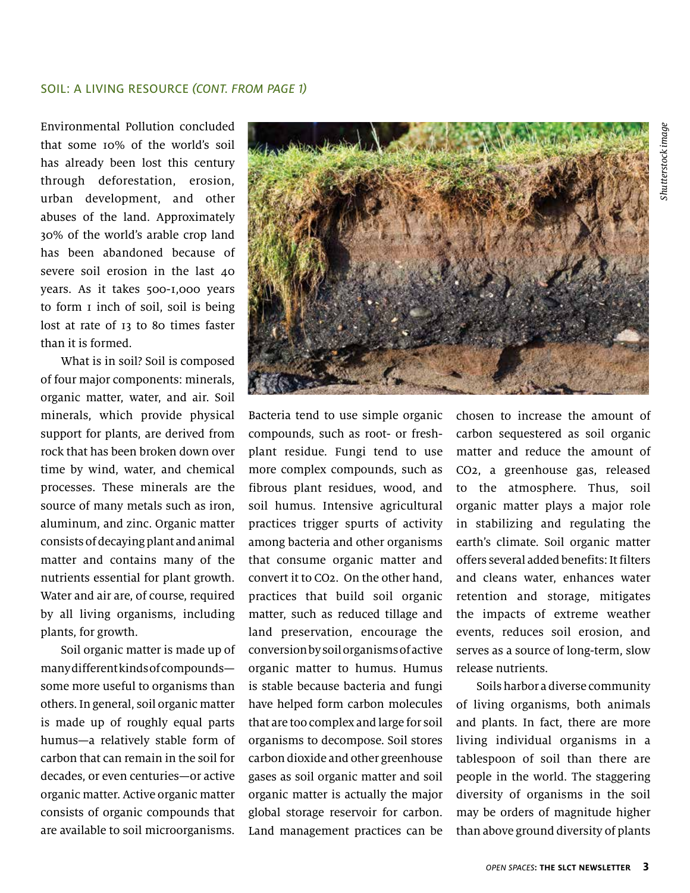## SOIL: A LIVING RESOURCE *(CONT. FROM PAGE 1)*

Environmental Pollution concluded that some 10% of the world's soil has already been lost this century through deforestation, erosion, urban development, and other abuses of the land. Approximately 30% of the world's arable crop land has been abandoned because of severe soil erosion in the last 40 years. As it takes 500-1,000 years to form 1 inch of soil, soil is being lost at rate of 13 to 80 times faster than it is formed.

What is in soil? Soil is composed of four major components: minerals, organic matter, water, and air. Soil minerals, which provide physical support for plants, are derived from rock that has been broken down over time by wind, water, and chemical processes. These minerals are the source of many metals such as iron, aluminum, and zinc. Organic matter consists of decaying plant and animal matter and contains many of the nutrients essential for plant growth. Water and air are, of course, required by all living organisms, including plants, for growth.

Soil organic matter is made up of many different kinds of compounds—some more useful to organisms than others. In general, soil organic matter is made up of roughly equal parts humus—a relatively stable form of carbon that can remain in the soil for decades, or even centuries—or active organic matter. Active organic matter consists of organic compounds that are available to soil microorganisms. Bacteria tend to use simple organic compounds, such as root- or fresh-plant residue. Fungi tend to use more complex compounds, such as fibrous plant residues, wood, and soil humus. Intensive agricultural practices trigger spurts of activity among bacteria and other organisms that consume organic matter and convert it to $CO_2$. On the other hand, practices that build soil organic matter, such as reduced tillage and land preservation, encourage the conversion by soil organisms of active organic matter to humus. Humus is stable because bacteria and fungi have helped form carbon molecules that are too complex and large for soil organisms to decompose. Soil stores carbon dioxide and other greenhouse gases as soil organic matter and soil organic matter is actually the major global storage reservoir for carbon. Land management practices can be chosen to increase the amount of carbon sequestered as soil organic matter and reduce the amount of $CO_2$, a greenhouse gas, released to the atmosphere. Thus, soil organic matter plays a major role in stabilizing and regulating the earth's climate. Soil organic matter offers several added benefits: It filters and cleans water, enhances water retention and storage, mitigates the impacts of extreme weather events, reduces soil erosion, and serves as a source of long-term, slow release nutrients.

Soils harbor a diverse community of living organisms, both animals and plants. In fact, there are more living individual organisms in a tablespoon of soil than there are people in the world. The staggering diversity of organisms in the soil may be orders of magnitude higher than above ground diversity of plants

*Shutterstock image*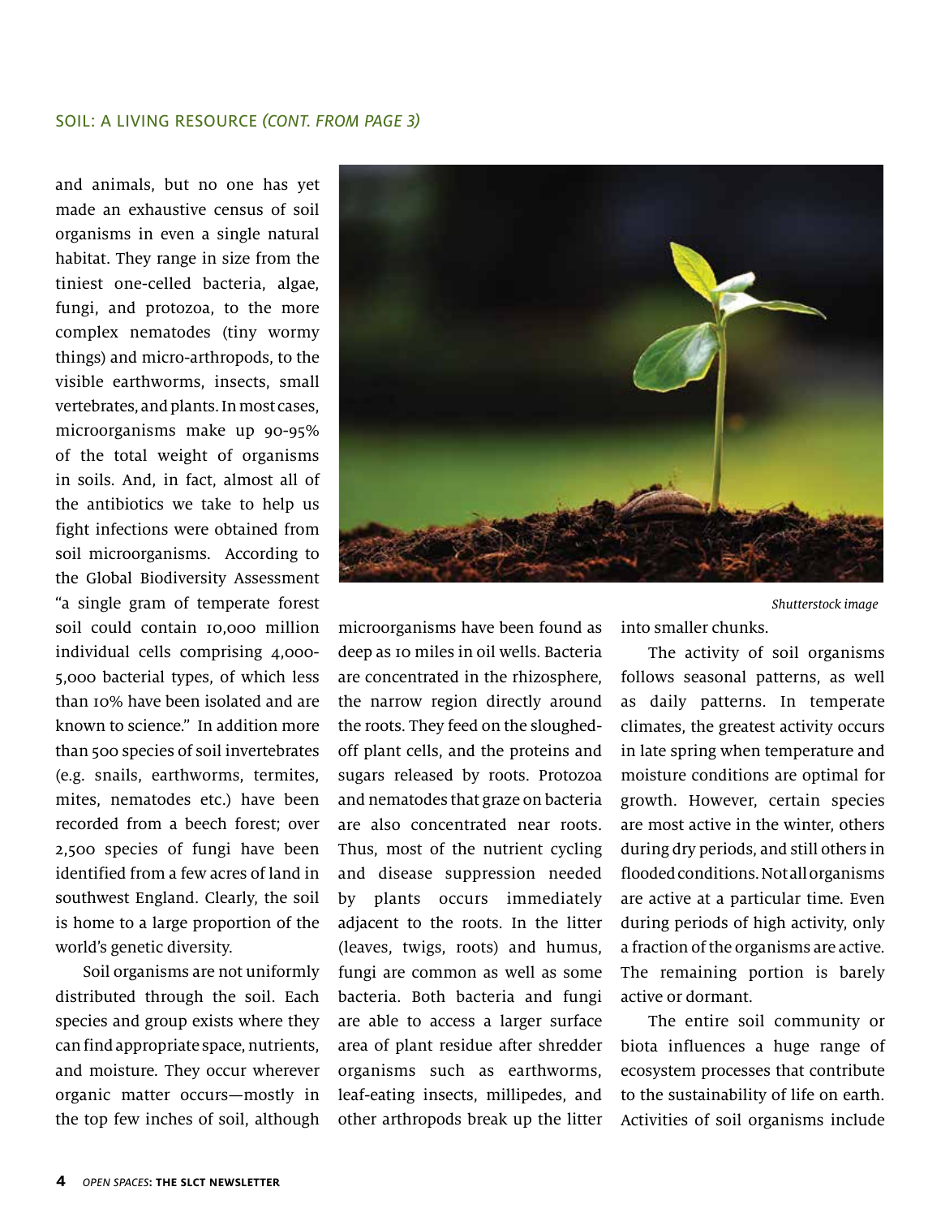## SOIL: A LIVING RESOURCE *(CONT. FROM PAGE 3)*

and animals, but no one has yet made an exhaustive census of soil organisms in even a single natural habitat. They range in size from the tiniest one-celled bacteria, algae, fungi, and protozoa, to the more complex nematodes (tiny wormy things) and micro-arthropods, to the visible earthworms, insects, small vertebrates, and plants. In most cases, microorganisms make up 90-95% of the total weight of organisms in soils. And, in fact, almost all of the antibiotics we take to help us fight infections were obtained from soil microorganisms. According to the Global Biodiversity Assessment "a single gram of temperate forest soil could contain 10,000 million individual cells comprising 4,000-5,000 bacterial types, of which less than 10% have been isolated and are known to science." In addition more than 500 species of soil invertebrates (e.g. snails, earthworms, termites, mites, nematodes etc.) have been recorded from a beech forest; over 2,500 species of fungi have been identified from a few acres of land in southwest England. Clearly, the soil is home to a large proportion of the world's genetic diversity.

Soil organisms are not uniformly distributed through the soil. Each species and group exists where they can find appropriate space, nutrients, and moisture. They occur wherever organic matter occurs—mostly in the top few inches of soil, although microorganisms have been found as deep as 10 miles in oil wells. Bacteria are concentrated in the rhizosphere, the narrow region directly around the roots. They feed on the sloughed-off plant cells, and the proteins and sugars released by roots. Protozoa and nematodes that graze on bacteria are also concentrated near roots. Thus, most of the nutrient cycling and disease suppression needed by plants occurs immediately adjacent to the roots. In the litter (leaves, twigs, roots) and humus, fungi are common as well as some bacteria. Both bacteria and fungi are able to access a larger surface area of plant residue after shredder organisms such as earthworms, leaf-eating insects, millipedes, and other arthropods break up the litter into smaller chunks.

*Shutterstock image*

The activity of soil organisms follows seasonal patterns, as well as daily patterns. In temperate climates, the greatest activity occurs in late spring when temperature and moisture conditions are optimal for growth. However, certain species are most active in the winter, others during dry periods, and still others in flooded conditions. Not all organisms are active at a particular time. Even during periods of high activity, only a fraction of the organisms are active. The remaining portion is barely active or dormant.

The entire soil community or biota influences a huge range of ecosystem processes that contribute to the sustainability of life on earth. Activities of soil organisms include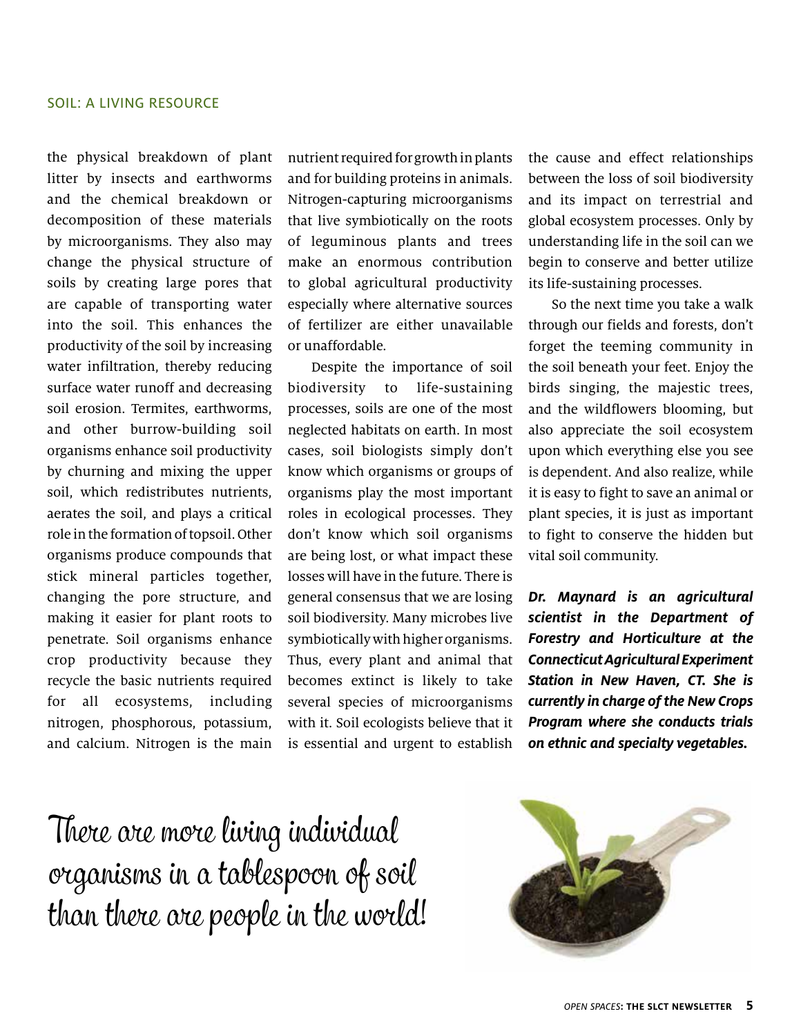the physical breakdown of plant litter by insects and earthworms and the chemical breakdown or decomposition of these materials by microorganisms. They also may change the physical structure of soils by creating large pores that are capable of transporting water into the soil. This enhances the productivity of the soil by increasing water infiltration, thereby reducing surface water runoff and decreasing soil erosion. Termites, earthworms, and other burrow-building soil organisms enhance soil productivity by churning and mixing the upper soil, which redistributes nutrients, aerates the soil, and plays a critical role in the formation of topsoil. Other organisms produce compounds that stick mineral particles together, changing the pore structure, and making it easier for plant roots to penetrate. Soil organisms enhance crop productivity because they recycle the basic nutrients required for all ecosystems, including nitrogen, phosphorous, potassium, and calcium. Nitrogen is the main nutrient required for growth in plants and for building proteins in animals. Nitrogen-capturing microorganisms that live symbiotically on the roots of leguminous plants and trees make an enormous contribution to global agricultural productivity especially where alternative sources of fertilizer are either unavailable or unaffordable.

Despite the importance of soil biodiversity to life-sustaining processes, soils are one of the most neglected habitats on earth. In most cases, soil biologists simply don't know which organisms or groups of organisms play the most important roles in ecological processes. They don't know which soil organisms are being lost, or what impact these losses will have in the future. There is general consensus that we are losing soil biodiversity. Many microbes live symbiotically with higher organisms. Thus, every plant and animal that becomes extinct is likely to take several species of microorganisms with it. Soil ecologists believe that it is essential and urgent to establish the cause and effect relationships between the loss of soil biodiversity and its impact on terrestrial and global ecosystem processes. Only by understanding life in the soil can we begin to conserve and better utilize its life-sustaining processes.

So the next time you take a walk through our fields and forests, don't forget the teeming community in the soil beneath your feet. Enjoy the birds singing, the majestic trees, and the wildflowers blooming, but also appreciate the soil ecosystem upon which everything else you see is dependent. And also realize, while it is easy to fight to save an animal or plant species, it is just as important to fight to conserve the hidden but vital soil community.

***Dr. Maynard is an agricultural scientist in the Department of Forestry and Horticulture at the Connecticut Agricultural Experiment Station in New Haven, CT. She is currently in charge of the New Crops Program where she conducts trials on ethnic and specialty vegetables.***

There are more living individual organisms in a tablespoon of soil than there are people in the world!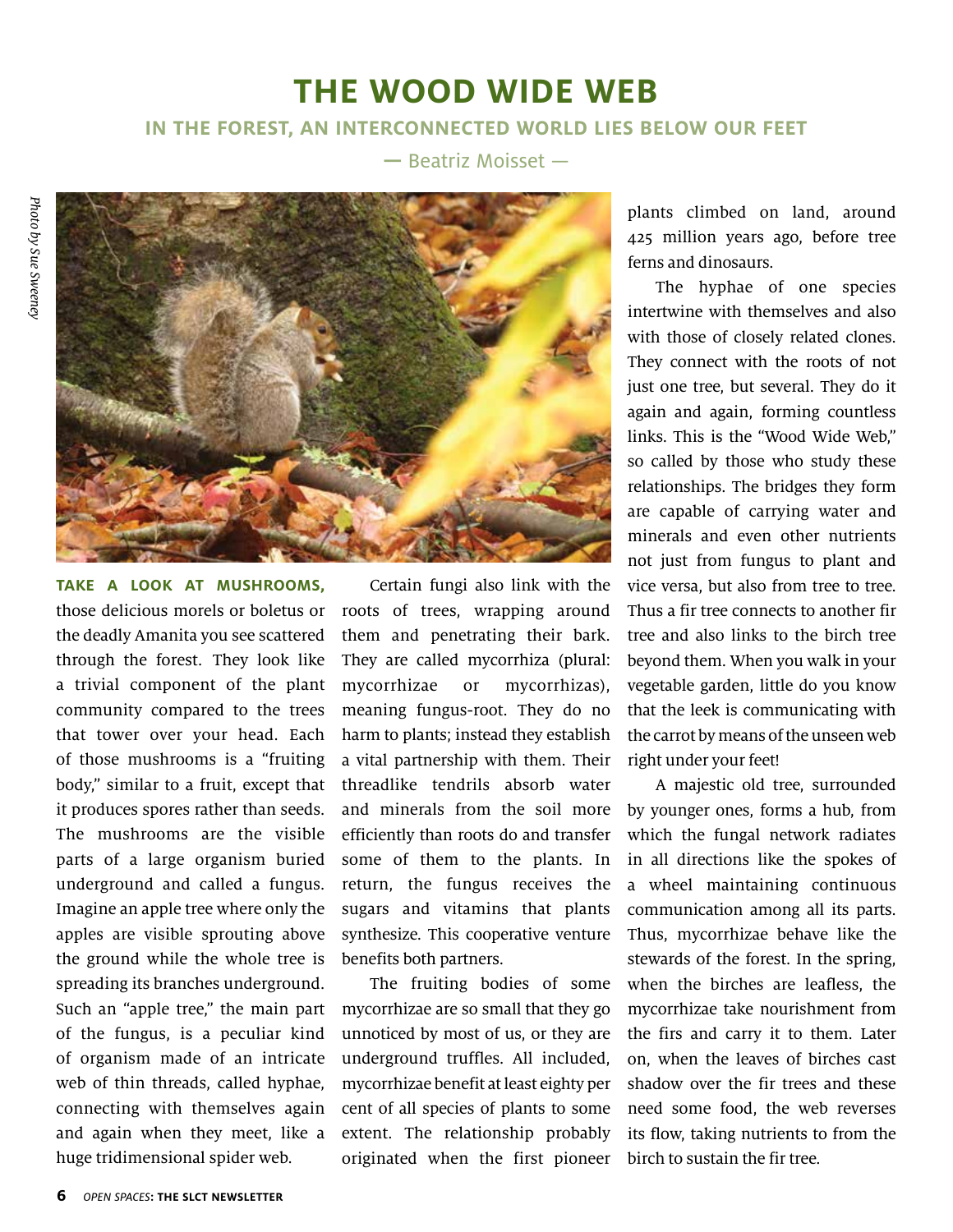# THE WOOD WIDE WEB

## IN THE FOREST, AN INTERCONNECTED WORLD LIES BELOW OUR FEET

— Beatriz Moisset —

*Photo by Sue Sweeney*

**TAKE A LOOK AT MUSHROOMS,** those delicious morels or boletus or the deadly Amanita you see scattered through the forest. They look like a trivial component of the plant community compared to the trees that tower over your head. Each of those mushrooms is a "fruiting body," similar to a fruit, except that it produces spores rather than seeds. The mushrooms are the visible parts of a large organism buried underground and called a fungus. Imagine an apple tree where only the apples are visible sprouting above the ground while the whole tree is spreading its branches underground. Such an "apple tree," the main part of the fungus, is a peculiar kind of organism made of an intricate web of thin threads, called hyphae, connecting with themselves again and again when they meet, like a huge tridimensional spider web.

Certain fungi also link with the roots of trees, wrapping around them and penetrating their bark. They are called mycorrhiza (plural: mycorrhizae or mycorrhizas), meaning fungus-root. They do no harm to plants; instead they establish a vital partnership with them. Their threadlike tendrils absorb water and minerals from the soil more efficiently than roots do and transfer some of them to the plants. In return, the fungus receives the sugars and vitamins that plants synthesize. This cooperative venture benefits both partners.

The fruiting bodies of some mycorrhizae are so small that they go unnoticed by most of us, or they are underground truffles. All included, mycorrhizae benefit at least eighty per cent of all species of plants to some extent. The relationship probably originated when the first pioneer plants climbed on land, around 425 million years ago, before tree ferns and dinosaurs.

The hyphae of one species intertwine with themselves and also with those of closely related clones. They connect with the roots of not just one tree, but several. They do it again and again, forming countless links. This is the "Wood Wide Web," so called by those who study these relationships. The bridges they form are capable of carrying water and minerals and even other nutrients not just from fungus to plant and vice versa, but also from tree to tree. Thus a fir tree connects to another fir tree and also links to the birch tree beyond them. When you walk in your vegetable garden, little do you know that the leek is communicating with the carrot by means of the unseen web right under your feet!

A majestic old tree, surrounded by younger ones, forms a hub, from which the fungal network radiates in all directions like the spokes of a wheel maintaining continuous communication among all its parts. Thus, mycorrhizae behave like the stewards of the forest. In the spring, when the birches are leafless, the mycorrhizae take nourishment from the firs and carry it to them. Later on, when the leaves of birches cast shadow over the fir trees and these need some food, the web reverses its flow, taking nutrients to from the birch to sustain the fir tree.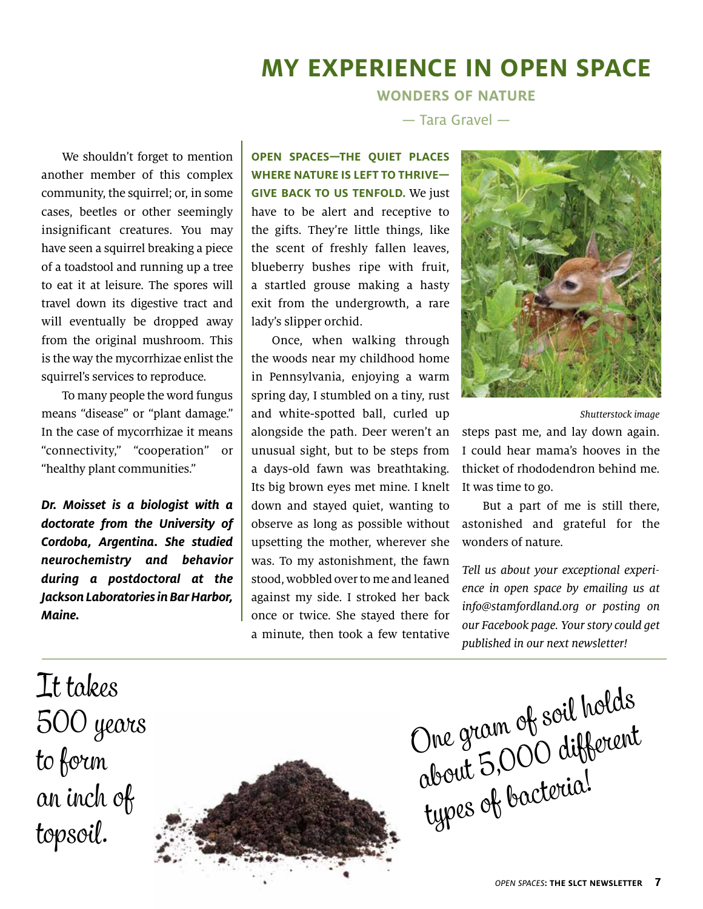We shouldn't forget to mention another member of this complex community, the squirrel; or, in some cases, beetles or other seemingly insignificant creatures. You may have seen a squirrel breaking a piece of a toadstool and running up a tree to eat it at leisure. The spores will travel down its digestive tract and will eventually be dropped away from the original mushroom. This is the way the mycorrhizae enlist the squirrel's services to reproduce.

To many people the word fungus means "disease" or "plant damage." In the case of mycorrhizae it means "connectivity," "cooperation" or "healthy plant communities."

***Dr. Moisset is a biologist with a doctorate from the University of Cordoba, Argentina. She studied neurochemistry and behavior during a postdoctoral at the Jackson Laboratories in Bar Harbor, Maine.***

# MY EXPERIENCE IN OPEN SPACE

## WONDERS OF NATURE

— Tara Gravel —

**OPEN SPACES—THE QUIET PLACES WHERE NATURE IS LEFT TO THRIVE—GIVE BACK TO US TENFOLD.** We just have to be alert and receptive to the gifts. They're little things, like the scent of freshly fallen leaves, blueberry bushes ripe with fruit, a startled grouse making a hasty exit from the undergrowth, a rare lady's slipper orchid.

Once, when walking through the woods near my childhood home in Pennsylvania, enjoying a warm spring day, I stumbled on a tiny, rust and white-spotted ball, curled up alongside the path. Deer weren't an unusual sight, but to be steps from a days-old fawn was breathtaking. Its big brown eyes met mine. I knelt down and stayed quiet, wanting to observe as long as possible without upsetting the mother, wherever she was. To my astonishment, the fawn stood, wobbled over to me and leaned against my side. I stroked her back once or twice. She stayed there for a minute, then took a few tentative steps past me, and lay down again. I could hear mama's hooves in the thicket of rhododendron behind me. It was time to go.

*Shutterstock image*

But a part of me is still there, astonished and grateful for the wonders of nature.

*Tell us about your exceptional experience in open space by emailing us at info@stamfordland.org or posting on our Facebook page. Your story could get published in our next newsletter!*

It takes 500 years to form an inch of topsoil.

One gram of soil holds about 5,000 different types of bacteria!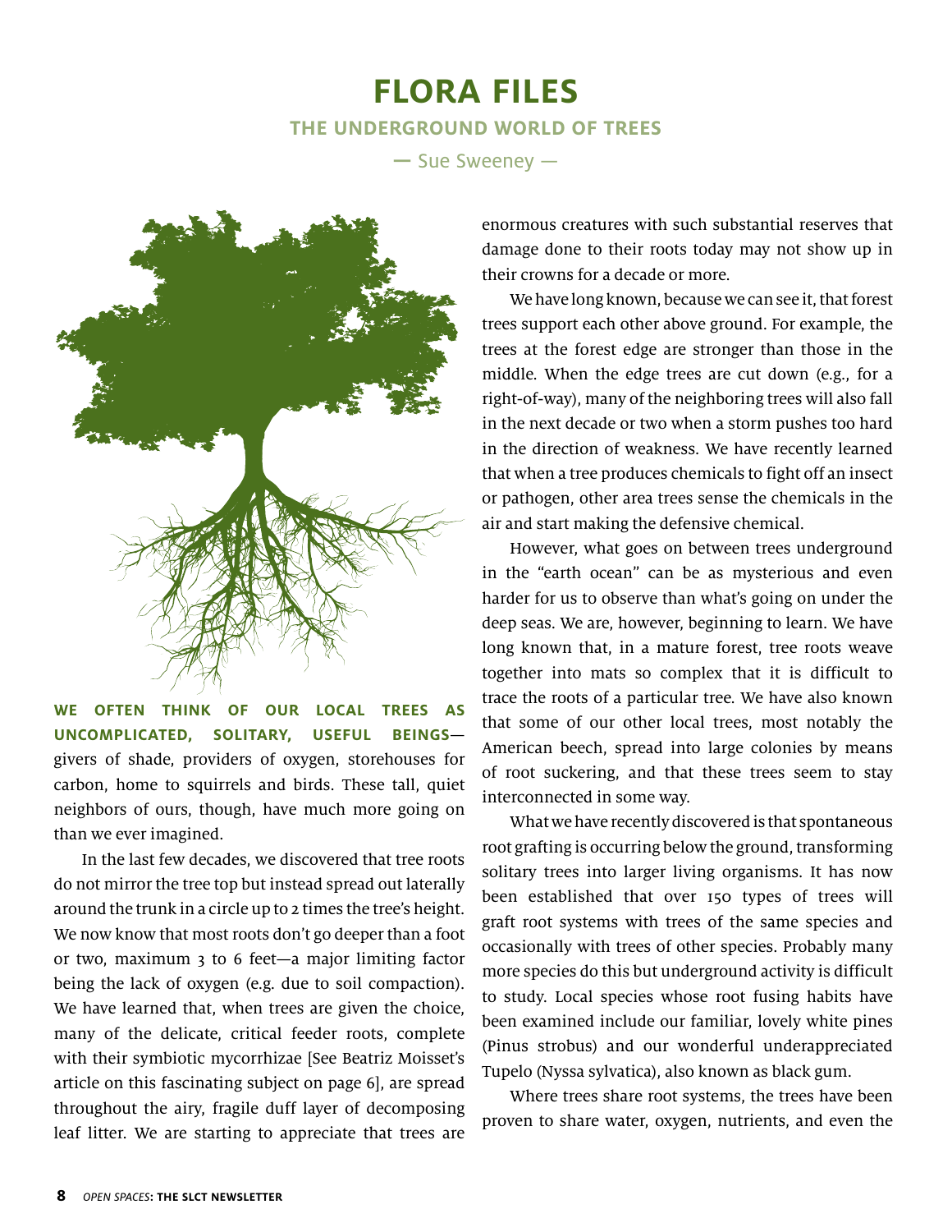# FLORA FILES

## THE UNDERGROUND WORLD OF TREES

— Sue Sweeney —

**WE OFTEN THINK OF OUR LOCAL TREES AS UNCOMPLICATED, SOLITARY, USEFUL BEINGS**—givers of shade, providers of oxygen, storehouses for carbon, home to squirrels and birds. These tall, quiet neighbors of ours, though, have much more going on than we ever imagined.

In the last few decades, we discovered that tree roots do not mirror the tree top but instead spread out laterally around the trunk in a circle up to 2 times the tree's height. We now know that most roots don't go deeper than a foot or two, maximum 3 to 6 feet—a major limiting factor being the lack of oxygen (e.g. due to soil compaction). We have learned that, when trees are given the choice, many of the delicate, critical feeder roots, complete with their symbiotic mycorrhizae [See Beatriz Moisset's article on this fascinating subject on page 6], are spread throughout the airy, fragile duff layer of decomposing leaf litter. We are starting to appreciate that trees are enormous creatures with such substantial reserves that damage done to their roots today may not show up in their crowns for a decade or more.

We have long known, because we can see it, that forest trees support each other above ground. For example, the trees at the forest edge are stronger than those in the middle. When the edge trees are cut down (e.g., for a right-of-way), many of the neighboring trees will also fall in the next decade or two when a storm pushes too hard in the direction of weakness. We have recently learned that when a tree produces chemicals to fight off an insect or pathogen, other area trees sense the chemicals in the air and start making the defensive chemical.

However, what goes on between trees underground in the "earth ocean" can be as mysterious and even harder for us to observe than what's going on under the deep seas. We are, however, beginning to learn. We have long known that, in a mature forest, tree roots weave together into mats so complex that it is difficult to trace the roots of a particular tree. We have also known that some of our other local trees, most notably the American beech, spread into large colonies by means of root suckering, and that these trees seem to stay interconnected in some way.

What we have recently discovered is that spontaneous root grafting is occurring below the ground, transforming solitary trees into larger living organisms. It has now been established that over 150 types of trees will graft root systems with trees of the same species and occasionally with trees of other species. Probably many more species do this but underground activity is difficult to study. Local species whose root fusing habits have been examined include our familiar, lovely white pines (Pinus strobus) and our wonderful underappreciated Tupelo (Nyssa sylvatica), also known as black gum.

Where trees share root systems, the trees have been proven to share water, oxygen, nutrients, and even the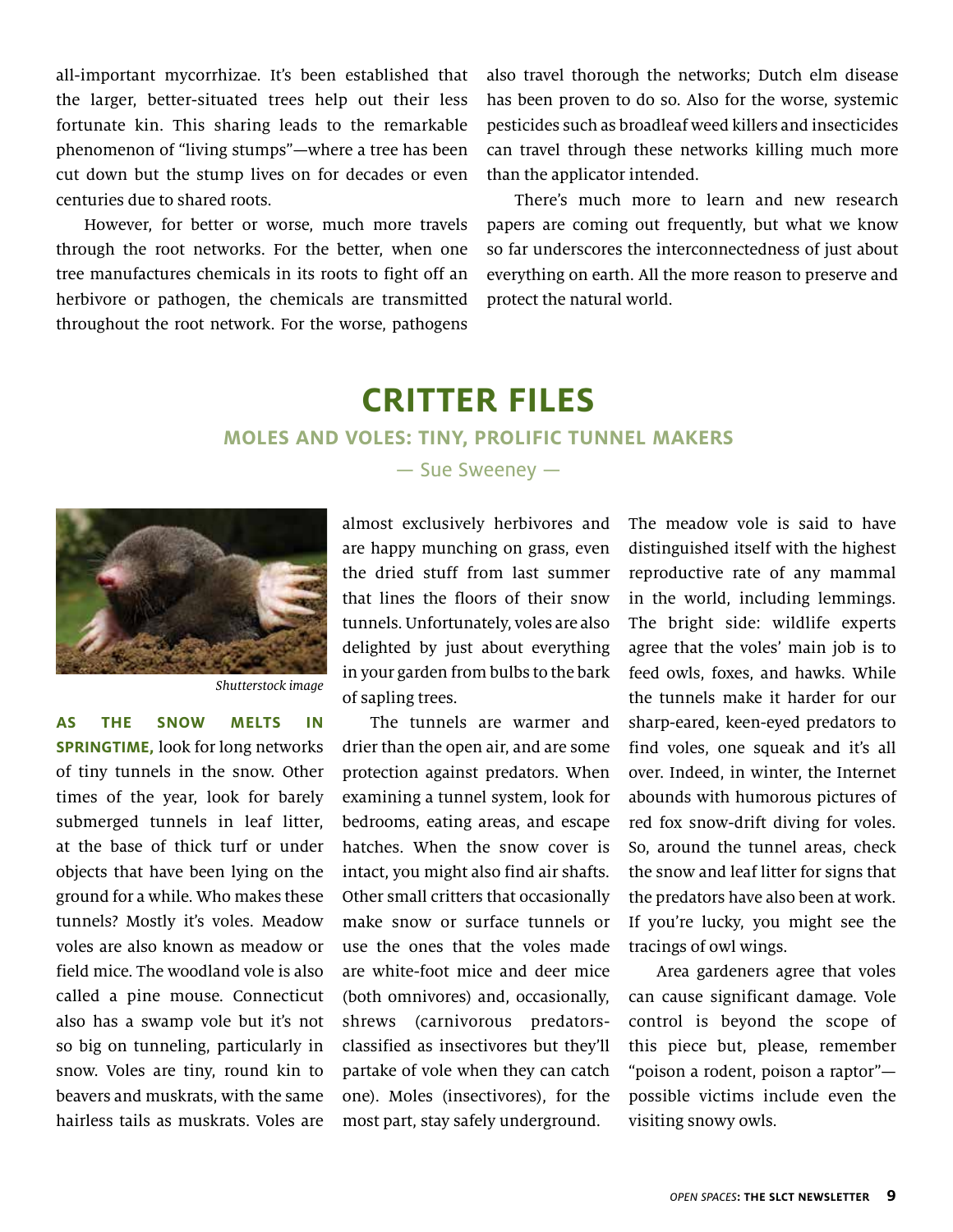all-important mycorrhizae. It's been established that the larger, better-situated trees help out their less fortunate kin. This sharing leads to the remarkable phenomenon of "living stumps"—where a tree has been cut down but the stump lives on for decades or even centuries due to shared roots.

However, for better or worse, much more travels through the root networks. For the better, when one tree manufactures chemicals in its roots to fight off an herbivore or pathogen, the chemicals are transmitted throughout the root network. For the worse, pathogens also travel thorough the networks; Dutch elm disease has been proven to do so. Also for the worse, systemic pesticides such as broadleaf weed killers and insecticides can travel through these networks killing much more than the applicator intended.

There's much more to learn and new research papers are coming out frequently, but what we know so far underscores the interconnectedness of just about everything on earth. All the more reason to preserve and protect the natural world.

# CRITTER FILES

## MOLES AND VOLES: TINY, PROLIFIC TUNNEL MAKERS

— Sue Sweeney —

*Shutterstock image*

**AS THE SNOW MELTS IN SPRINGTIME,** look for long networks of tiny tunnels in the snow. Other times of the year, look for barely submerged tunnels in leaf litter, at the base of thick turf or under objects that have been lying on the ground for a while. Who makes these tunnels? Mostly it's voles. Meadow voles are also known as meadow or field mice. The woodland vole is also called a pine mouse. Connecticut also has a swamp vole but it's not so big on tunneling, particularly in snow. Voles are tiny, round kin to beavers and muskrats, with the same hairless tails as muskrats. Voles are almost exclusively herbivores and are happy munching on grass, even the dried stuff from last summer that lines the floors of their snow tunnels. Unfortunately, voles are also delighted by just about everything in your garden from bulbs to the bark of sapling trees.

The tunnels are warmer and drier than the open air, and are some protection against predators. When examining a tunnel system, look for bedrooms, eating areas, and escape hatches. When the snow cover is intact, you might also find air shafts. Other small critters that occasionally make snow or surface tunnels or use the ones that the voles made are white-foot mice and deer mice (both omnivores) and, occasionally, shrews (carnivorous predators-classified as insectivores but they'll partake of vole when they can catch one). Moles (insectivores), for the most part, stay safely underground.

The meadow vole is said to have distinguished itself with the highest reproductive rate of any mammal in the world, including lemmings. The bright side: wildlife experts agree that the voles' main job is to feed owls, foxes, and hawks. While the tunnels make it harder for our sharp-eared, keen-eyed predators to find voles, one squeak and it's all over. Indeed, in winter, the Internet abounds with humorous pictures of red fox snow-drift diving for voles. So, around the tunnel areas, check the snow and leaf litter for signs that the predators have also been at work. If you're lucky, you might see the tracings of owl wings.

Area gardeners agree that voles can cause significant damage. Vole control is beyond the scope of this piece but, please, remember "poison a rodent, poison a raptor"—possible victims include even the visiting snowy owls.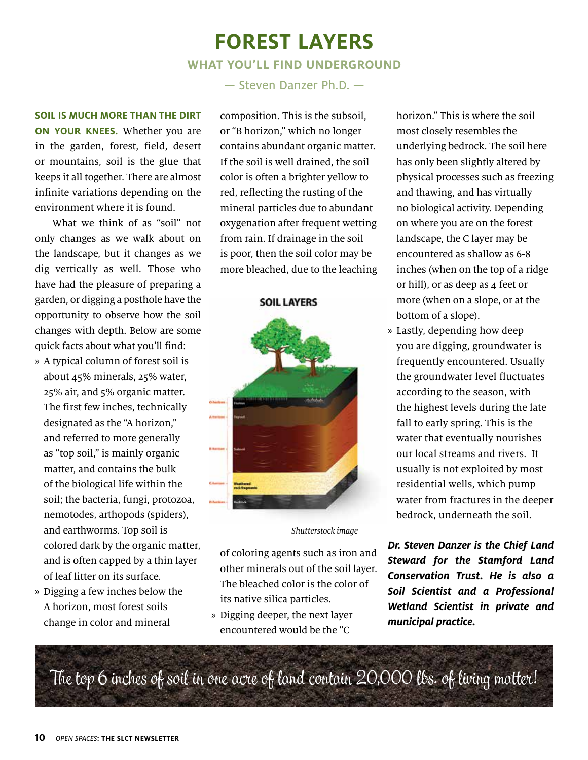# FOREST LAYERS

## WHAT YOU'LL FIND UNDERGROUND

— Steven Danzer Ph.D. —

**SOIL IS MUCH MORE THAN THE DIRT ON YOUR KNEES.** Whether you are in the garden, forest, field, desert or mountains, soil is the glue that keeps it all together. There are almost infinite variations depending on the environment where it is found.

What we think of as "soil" not only changes as we walk about on the landscape, but it changes as we dig vertically as well. Those who have had the pleasure of preparing a garden, or digging a posthole have the opportunity to observe how the soil changes with depth. Below are some quick facts about what you'll find:

- A typical column of forest soil is about 45% minerals, 25% water, 25% air, and 5% organic matter. The first few inches, technically designated as the "A horizon," and referred to more generally as "top soil," is mainly organic matter, and contains the bulk of the biological life within the soil; the bacteria, fungi, protozoa, nemotodes, arthopods (spiders), and earthworms. Top soil is colored dark by the organic matter, and is often capped by a thin layer of leaf litter on its surface.
- Digging a few inches below the A horizon, most forest soils change in color and mineral composition. This is the subsoil, or "B horizon," which no longer contains abundant organic matter. If the soil is well drained, the soil color is often a brighter yellow to red, reflecting the rusting of the mineral particles due to abundant oxygenation after frequent wetting from rain. If drainage in the soil is poor, then the soil color may be more bleached, due to the leaching of coloring agents such as iron and other minerals out of the soil layer. The bleached color is the color of its native silica particles.
- Digging deeper, the next layer encountered would be the "C horizon." This is where the soil most closely resembles the underlying bedrock. The soil here has only been slightly altered by physical processes such as freezing and thawing, and has virtually no biological activity. Depending on where you are on the forest landscape, the C layer may be encountered as shallow as 6-8 inches (when on the top of a ridge or hill), or as deep as 4 feet or more (when on a slope, or at the bottom of a slope).
- Lastly, depending how deep you are digging, groundwater is frequently encountered. Usually the groundwater level fluctuates according to the season, with the highest levels during the late fall to early spring. This is the water that eventually nourishes our local streams and rivers. It usually is not exploited by most residential wells, which pump water from fractures in the deeper bedrock, underneath the soil.

SOIL LAYERS

O-horizon – Humus
A-horizon – Topsoil
B-horizon – Subsoil
C-horizon – Weathered rock fragments
D-horizon – Bedrock

*Shutterstock image*

***Dr. Steven Danzer is the Chief Land Steward for the Stamford Land Conservation Trust. He is also a Soil Scientist and a Professional Wetland Scientist in private and municipal practice.***

The top 6 inches of soil in one acre of land contain 20,000 lbs. of living matter!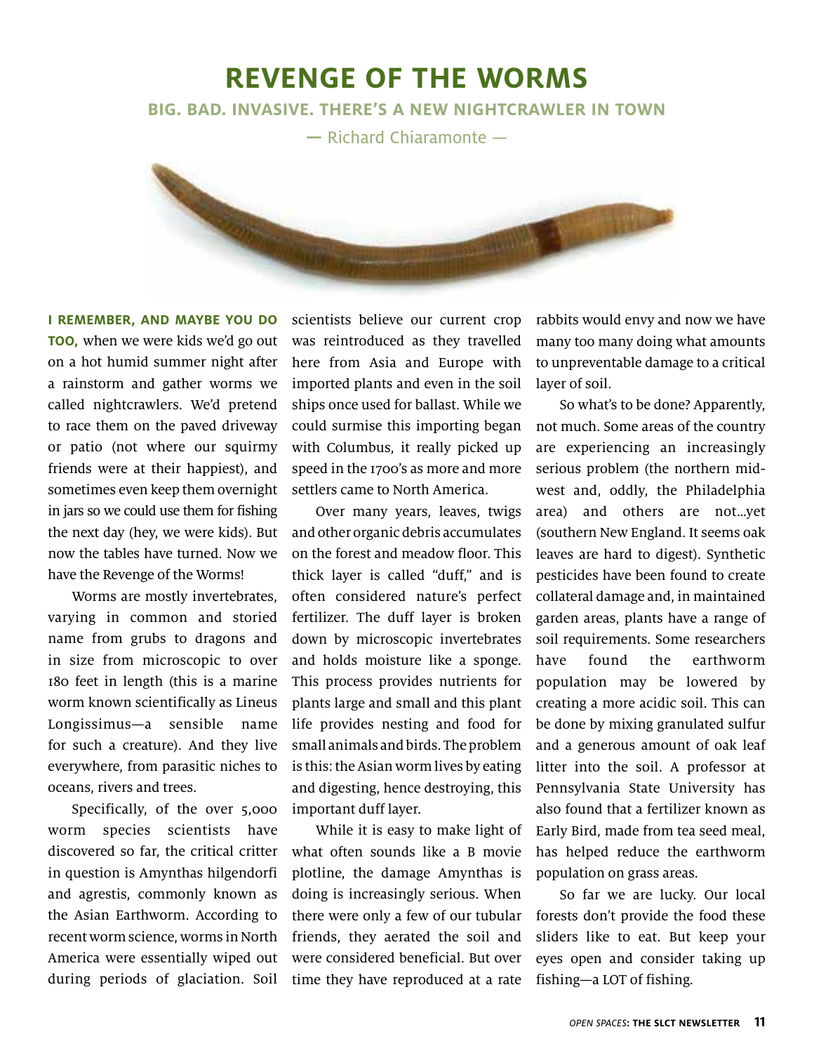# REVENGE OF THE WORMS

## BIG. BAD. INVASIVE. THERE'S A NEW NIGHTCRAWLER IN TOWN

— Richard Chiaramonte —

**I REMEMBER, AND MAYBE YOU DO TOO,** when we were kids we'd go out on a hot humid summer night after a rainstorm and gather worms we called nightcrawlers. We'd pretend to race them on the paved driveway or patio (not where our squirmy friends were at their happiest), and sometimes even keep them overnight in jars so we could use them for fishing the next day (hey, we were kids). But now the tables have turned. Now we have the Revenge of the Worms!

Worms are mostly invertebrates, varying in common and storied name from grubs to dragons and in size from microscopic to over 180 feet in length (this is a marine worm known scientifically as Lineus Longissimus—a sensible name for such a creature). And they live everywhere, from parasitic niches to oceans, rivers and trees.

Specifically, of the over 5,000 worm species scientists have discovered so far, the critical critter in question is Amynthas hilgendorfi and agrestis, commonly known as the Asian Earthworm. According to recent worm science, worms in North America were essentially wiped out during periods of glaciation. Soil scientists believe our current crop was reintroduced as they travelled here from Asia and Europe with imported plants and even in the soil ships once used for ballast. While we could surmise this importing began with Columbus, it really picked up speed in the 1700's as more and more settlers came to North America.

Over many years, leaves, twigs and other organic debris accumulates on the forest and meadow floor. This thick layer is called "duff," and is often considered nature's perfect fertilizer. The duff layer is broken down by microscopic invertebrates and holds moisture like a sponge. This process provides nutrients for plants large and small and this plant life provides nesting and food for small animals and birds. The problem is this: the Asian worm lives by eating and digesting, hence destroying, this important duff layer.

While it is easy to make light of what often sounds like a B movie plotline, the damage Amynthas is doing is increasingly serious. When there were only a few of our tubular friends, they aerated the soil and were considered beneficial. But over time they have reproduced at a rate rabbits would envy and now we have many too many doing what amounts to unpreventable damage to a critical layer of soil.

So what's to be done? Apparently, not much. Some areas of the country are experiencing an increasingly serious problem (the northern midwest and, oddly, the Philadelphia area) and others are not…yet (southern New England. It seems oak leaves are hard to digest). Synthetic pesticides have been found to create collateral damage and, in maintained garden areas, plants have a range of soil requirements. Some researchers have found the earthworm population may be lowered by creating a more acidic soil. This can be done by mixing granulated sulfur and a generous amount of oak leaf litter into the soil. A professor at Pennsylvania State University has also found that a fertilizer known as Early Bird, made from tea seed meal, has helped reduce the earthworm population on grass areas.

So far we are lucky. Our local forests don't provide the food these sliders like to eat. But keep your eyes open and consider taking up fishing—a LOT of fishing.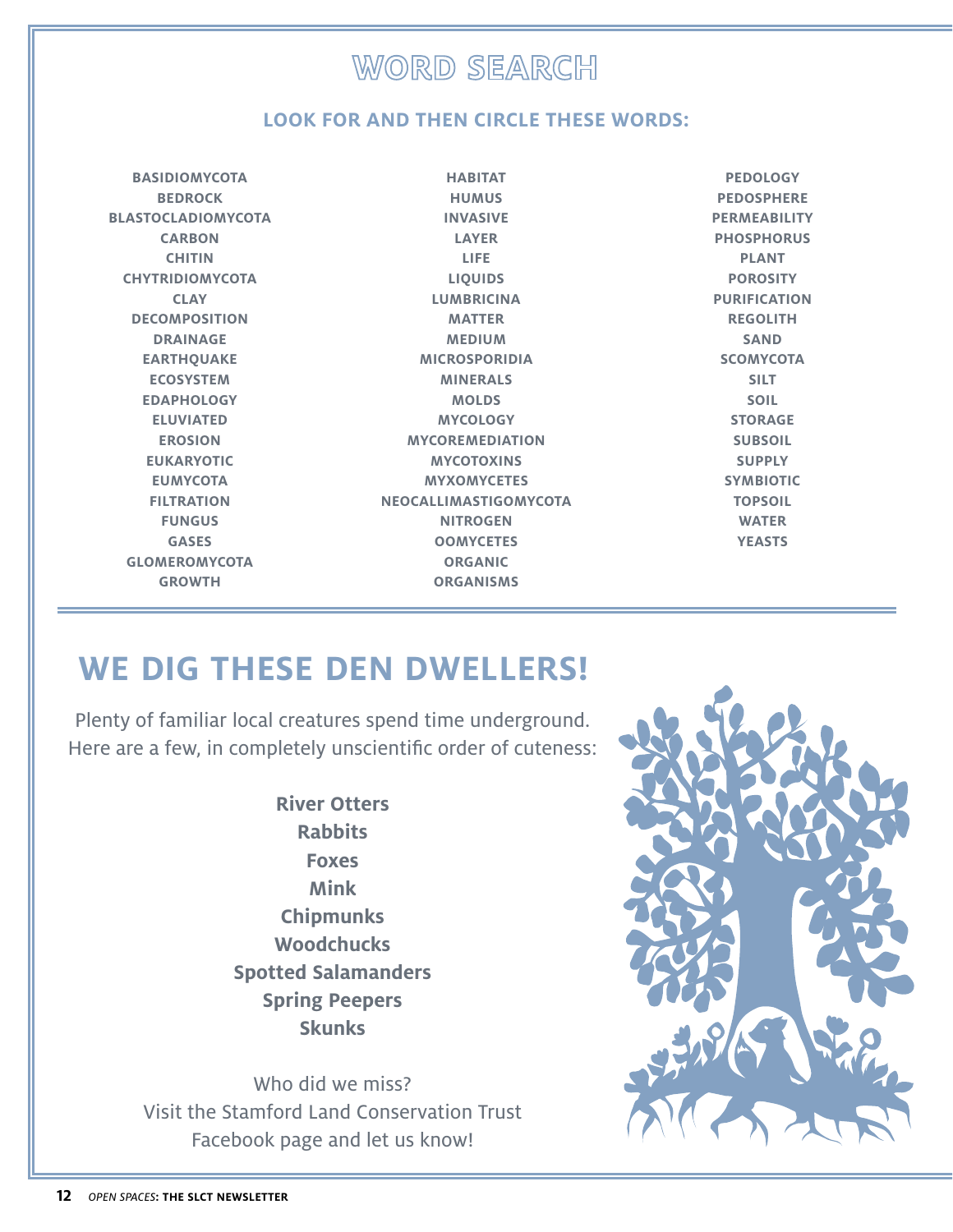# WORD SEARCH

## LOOK FOR AND THEN CIRCLE THESE WORDS:

BASIDIOMYCOTA
BEDROCK
BLASTOCLADIOMYCOTA
CARBON
CHITIN
CHYTRIDIOMYCOTA
CLAY
DECOMPOSITION
DRAINAGE
EARTHQUAKE
ECOSYSTEM
EDAPHOLOGY
ELUVIATED
EROSION
EUKARYOTIC
EUMYCOTA
FILTRATION
FUNGUS
GASES
GLOMEROMYCOTA
GROWTH
HABITAT
HUMUS
INVASIVE
LAYER
LIFE
LIQUIDS
LUMBRICINA
MATTER
MEDIUM
MICROSPORIDIA
MINERALS
MOLDS
MYCOLOGY
MYCOREMEDIATION
MYCOTOXINS
MYXOMYCETES
NEOCALLIMASTIGOMYCOTA
NITROGEN
OOMYCETES
ORGANIC
ORGANISMS
PEDOLOGY
PEDOSPHERE
PERMEABILITY
PHOSPHORUS
PLANT
POROSITY
PURIFICATION
REGOLITH
SAND
SCOMYCOTA
SILT
SOIL
STORAGE
SUBSOIL
SUPPLY
SYMBIOTIC
TOPSOIL
WATER
YEASTS

# WE DIG THESE DEN DWELLERS!

Plenty of familiar local creatures spend time underground. Here are a few, in completely unscientific order of cuteness:

**River Otters**
**Rabbits**
**Foxes**
**Mink**
**Chipmunks**
**Woodchucks**
**Spotted Salamanders**
**Spring Peepers**
**Skunks**

Who did we miss?
Visit the Stamford Land Conservation Trust Facebook page and let us know!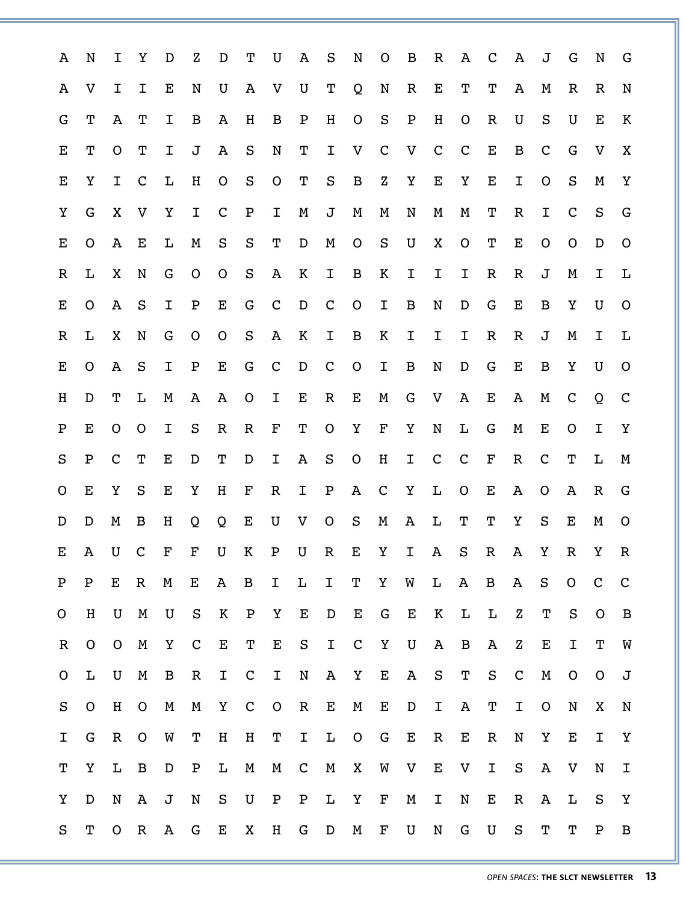```
A N I Y D Z D T U A S N O B R A C A J G N G
A V I I E N U A V U T Q N R E T T A M R R N
G T A T I B A H B P H O S P H O R U S U E K
E T O T I J A S N T I V C V C C E B C G V X
E Y I C L H O S O T S B Z Y E Y E I O S M Y
Y G X V Y I C P I M J M M N M M T R I C S G
E O A E L M S S T D M O S U X O T E O O D O
R L X N G O O S A K I B K I I I R R J M I L
E O A S I P E G C D C O I B N D G E B Y U O
R L X N G O O S A K I B K I I I R R J M I L
E O A S I P E G C D C O I B N D G E B Y U O
H D T L M A A O I E R E M G V A E A M C Q C
P E O O I S R R F T O Y F Y N L G M E O I Y
S P C T E D T D I A S O H I C C F R C T L M
O E Y S E Y H F R I P A C Y L O E A O A R G
D D M B H Q Q E U V O S M A L T T Y S E M O
E A U C F F U K P U R E Y I A S R A Y R Y R
P P E R M E A B I L I T Y W L A B A S O C C
O H U M U S K P Y E D E G E K L L Z T S O B
R O O M Y C E T E S I C Y U A B A Z E I T W
O L U M B R I C I N A Y E A S T S C M O O J
S O H O M M Y C O R E M E D I A T I O N X N
I G R O W T H H T I L O G E R E R N Y E I Y
T Y L B D P L M M C M X W V E V I S A V N I
Y D N A J N S U P P L Y F M I N E R A L S Y
S T O R A G E X H G D M F U N G U S T T P B
```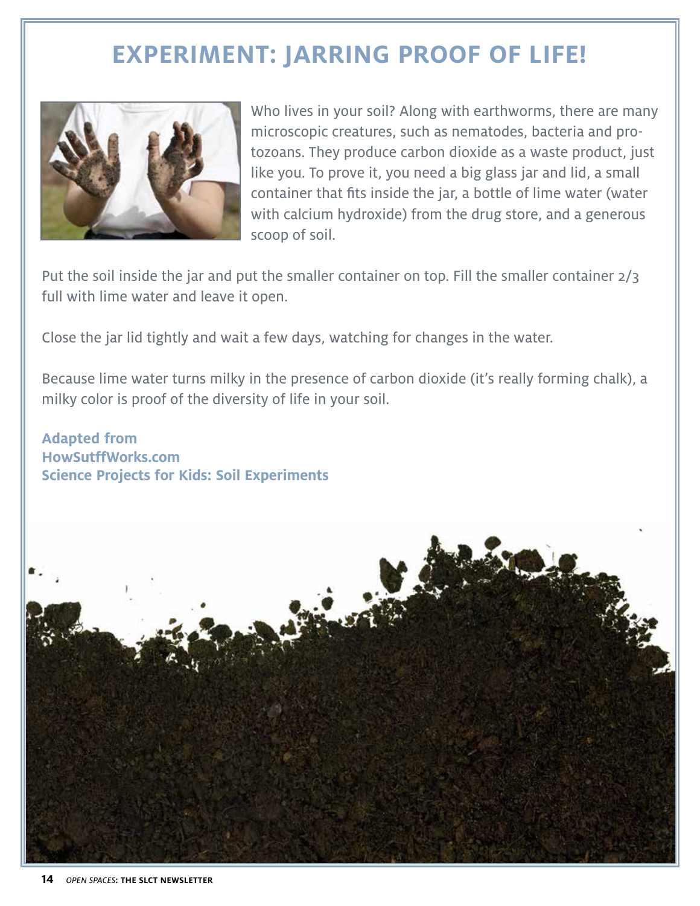# EXPERIMENT: JARRING PROOF OF LIFE!

Who lives in your soil? Along with earthworms, there are many microscopic creatures, such as nematodes, bacteria and protozoans. They produce carbon dioxide as a waste product, just like you. To prove it, you need a big glass jar and lid, a small container that fits inside the jar, a bottle of lime water (water with calcium hydroxide) from the drug store, and a generous scoop of soil.

Put the soil inside the jar and put the smaller container on top. Fill the smaller container 2/3 full with lime water and leave it open.

Close the jar lid tightly and wait a few days, watching for changes in the water.

Because lime water turns milky in the presence of carbon dioxide (it's really forming chalk), a milky color is proof of the diversity of life in your soil.

**Adapted from**
**HowSutffWorks.com**
**Science Projects for Kids: Soil Experiments**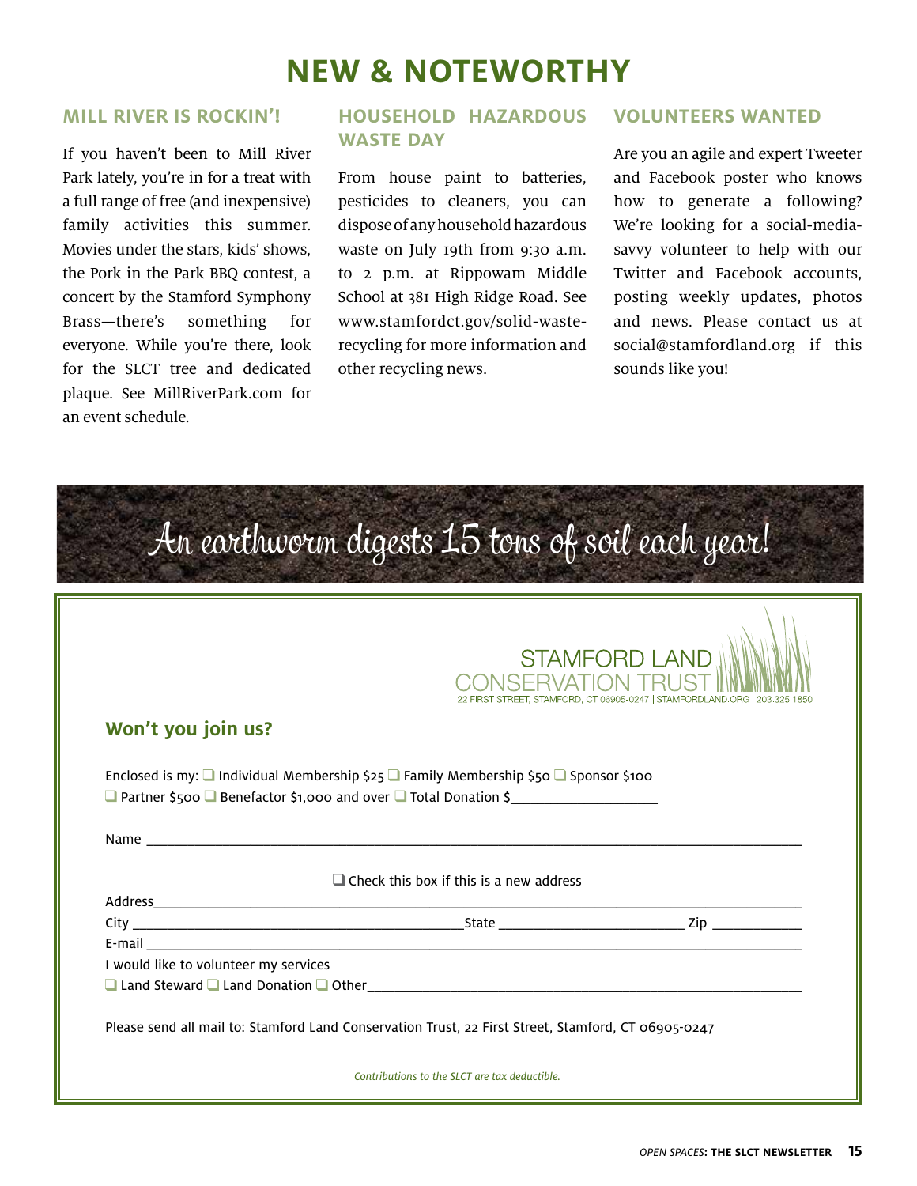# NEW & NOTEWORTHY

## MILL RIVER IS ROCKIN'!

If you haven't been to Mill River Park lately, you're in for a treat with a full range of free (and inexpensive) family activities this summer. Movies under the stars, kids' shows, the Pork in the Park BBQ contest, a concert by the Stamford Symphony Brass—there's something for everyone. While you're there, look for the SLCT tree and dedicated plaque. See MillRiverPark.com for an event schedule.

## HOUSEHOLD HAZARDOUS WASTE DAY

From house paint to batteries, pesticides to cleaners, you can dispose of any household hazardous waste on July 19th from 9:30 a.m. to 2 p.m. at Rippowam Middle School at 381 High Ridge Road. See www.stamfordct.gov/solid-waste-recycling for more information and other recycling news.

## VOLUNTEERS WANTED

Are you an agile and expert Tweeter and Facebook poster who knows how to generate a following? We're looking for a social-media-savvy volunteer to help with our Twitter and Facebook accounts, posting weekly updates, photos and news. Please contact us at social@stamfordland.org if this sounds like you!

*An earthworm digests 15 tons of soil each year!*

STAMFORD LAND CONSERVATION TRUST
22 FIRST STREET, STAMFORD, CT 06905-0247 | STAMFORDLAND.ORG | 203.325.1850

### Won't you join us?

Enclosed is my: ❑ Individual Membership $25 ❑ Family Membership $50 ❑ Sponsor $100
❑ Partner $500 ❑ Benefactor $1,000 and over ❑ Total Donation $___________________

Name ______________________________________________________________________________

❑ Check this box if this is a new address

Address____________________________________________________________________________

City ________________________________________State __________________________ Zip _____________

E-mail _____________________________________________________________________________

I would like to volunteer my services

❑ Land Steward ❑ Land Donation ❑ Other____________________________________________________

Please send all mail to: Stamford Land Conservation Trust, 22 First Street, Stamford, CT 06905-0247

*Contributions to the SLCT are tax deductible.*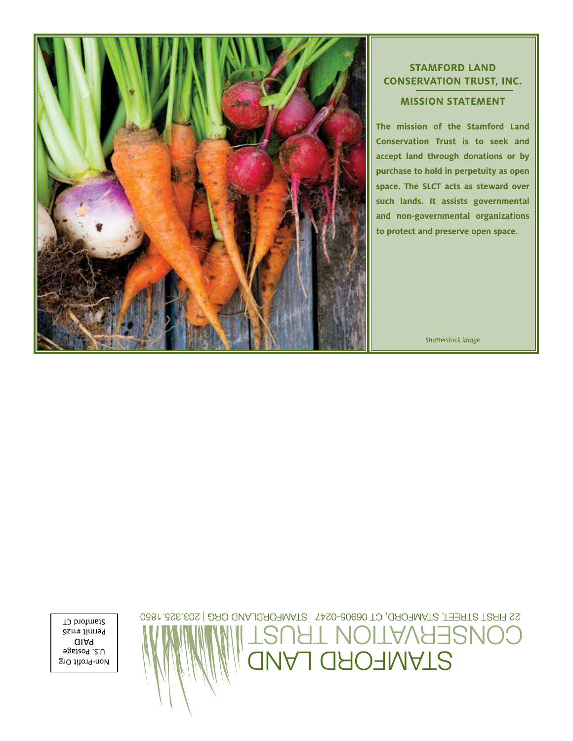## STAMFORD LAND CONSERVATION TRUST, INC.

### MISSION STATEMENT

**The mission of the Stamford Land Conservation Trust is to seek and accept land through donations or by purchase to hold in perpetuity as open space. The SLCT acts as steward over such lands. It assists governmental and non-governmental organizations to protect and preserve open space.**

*Shutterstock image*

STAMFORD LAND CONSERVATION TRUST

22 FIRST STREET, STAMFORD, CT 06905-0247 | STAMFORDLAND.ORG | 203.325.1850

Non-Profit Org
U.S. Postage
PAID
Permit #1126
Stamford CT